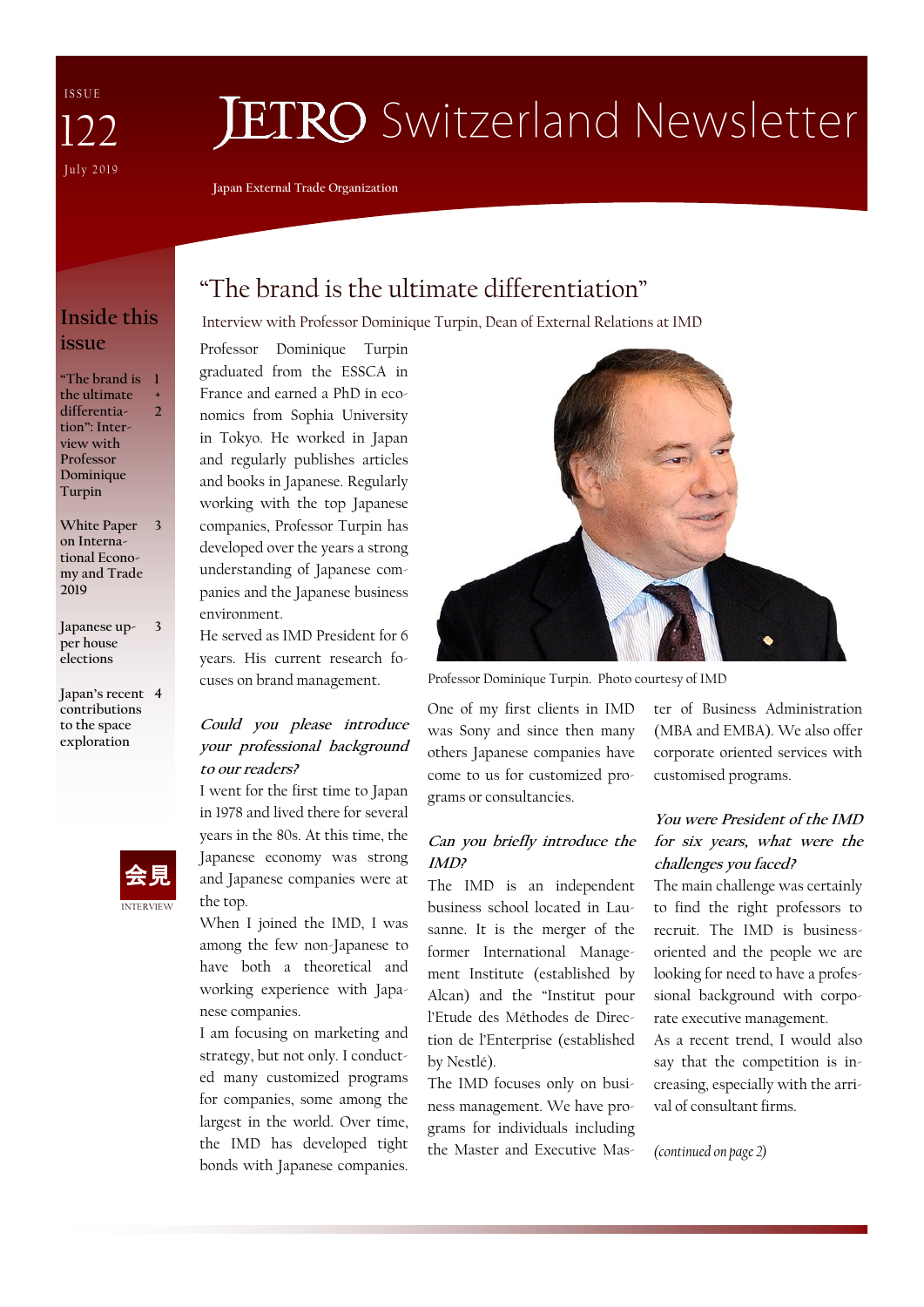ISSUE 122

July 2019

# JETRO Switzerland Newsletter

Japan External Trade Organization

## Inside this issue

- "The brand is the ultimate differentiation": Interview with Professor Dominique Turpin — 1 + 2
- White Paper on International Economy and Trade 2019 — 3
- Japanese upper house elections — 3
- Japan's recent contributions to the space exploration — 4

会見

INTERVIEW

# "The brand is the ultimate differentiation"

Interview with Professor Dominique Turpin, Dean of External Relations at IMD

Professor Dominique Turpin graduated from the ESSCA in France and earned a PhD in economics from Sophia University in Tokyo. He worked in Japan and regularly publishes articles and books in Japanese. Regularly working with the top Japanese companies, Professor Turpin has developed over the years a strong understanding of Japanese companies and the Japanese business environment.

He served as IMD President for 6 years. His current research focuses on brand management.

Professor Dominique Turpin. Photo courtesy of IMD

***Could you please introduce your professional background to our readers?***

I went for the first time to Japan in 1978 and lived there for several years in the 80s. At this time, the Japanese economy was strong and Japanese companies were at the top.

When I joined the IMD, I was among the few non-Japanese to have both a theoretical and working experience with Japanese companies.

I am focusing on marketing and strategy, but not only. I conducted many customized programs for companies, some among the largest in the world. Over time, the IMD has developed tight bonds with Japanese companies. One of my first clients in IMD was Sony and since then many others Japanese companies have come to us for customized programs or consultancies.

***Can you briefly introduce the IMD?***

The IMD is an independent business school located in Lausanne. It is the merger of the former International Management Institute (established by Alcan) and the "Institut pour l'Etude des Méthodes de Direction de l'Enterprise (established by Nestlé).

The IMD focuses only on business management. We have programs for individuals including the Master and Executive Master of Business Administration (MBA and EMBA). We also offer corporate oriented services with customised programs.

***You were President of the IMD for six years, what were the challenges you faced?***

The main challenge was certainly to find the right professors to recruit. The IMD is business-oriented and the people we are looking for need to have a professional background with corporate executive management.

As a recent trend, I would also say that the competition is increasing, especially with the arrival of consultant firms.

*(continued on page 2)*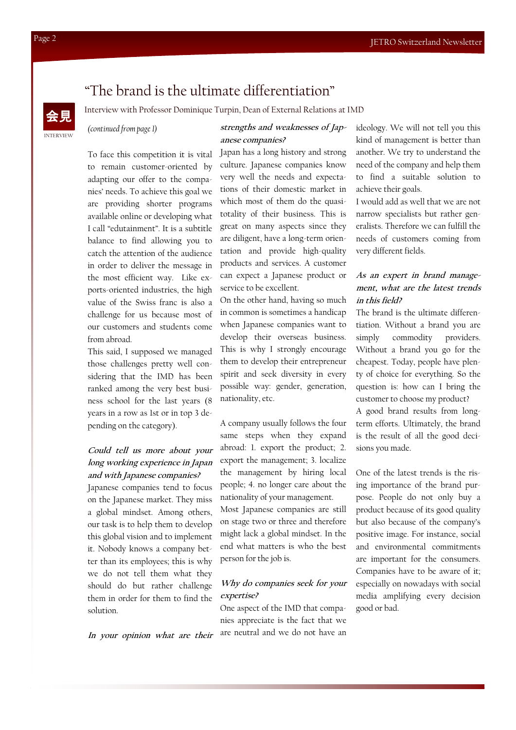// “The brand is the ultimate differentiation”

会見

INTERVIEW

Interview with Professor Dominique Turpin, Dean of External Relations at IMD

*(continued from page 1)*

To face this competition it is vital to remain customer-oriented by adapting our offer to the companies’ needs. To achieve this goal we are providing shorter programs available online or developing what I call “edutainment”. It is a subtitle balance to find allowing you to catch the attention of the audience in order to deliver the message in the most efficient way. Like exports-oriented industries, the high value of the Swiss franc is also a challenge for us because most of our customers and students come from abroad.

This said, I supposed we managed those challenges pretty well considering that the IMD has been ranked among the very best business school for the last years (8 years in a row as 1st or in top 3 depending on the category).

***Could tell us more about your long working experience in Japan and with Japanese companies?***

Japanese companies tend to focus on the Japanese market. They miss a global mindset. Among others, our task is to help them to develop this global vision and to implement it. Nobody knows a company better than its employees; this is why we do not tell them what they should do but rather challenge them in order for them to find the solution.

***In your opinion what are their strengths and weaknesses of Japanese companies?***

Japan has a long history and strong culture. Japanese companies know very well the needs and expectations of their domestic market in which most of them do the quasi-totality of their business. This is great on many aspects since they are diligent, have a long-term orientation and provide high-quality products and services. A customer can expect a Japanese product or service to be excellent.

On the other hand, having so much in common is sometimes a handicap when Japanese companies want to develop their overseas business. This is why I strongly encourage them to develop their entrepreneur spirit and seek diversity in every possible way: gender, generation, nationality, etc.

A company usually follows the four same steps when they expand abroad: 1. export the product; 2. export the management; 3. localize the management by hiring local people; 4. no longer care about the nationality of your management.

Most Japanese companies are still on stage two or three and therefore might lack a global mindset. In the end what matters is who the best person for the job is.

***Why do companies seek for your expertise?***

One aspect of the IMD that companies appreciate is the fact that we are neutral and we do not have an ideology. We will not tell you this kind of management is better than another. We try to understand the need of the company and help them to find a suitable solution to achieve their goals.

I would add as well that we are not narrow specialists but rather generalists. Therefore we can fulfill the needs of customers coming from very different fields.

***As an expert in brand management, what are the latest trends in this field?***

The brand is the ultimate differentiation. Without a brand you are simply commodity providers. Without a brand you go for the cheapest. Today, people have plenty of choice for everything. So the question is: how can I bring the customer to choose my product?

A good brand results from long-term efforts. Ultimately, the brand is the result of all the good decisions you made.

One of the latest trends is the rising importance of the brand purpose. People do not only buy a product because of its good quality but also because of the company’s positive image. For instance, social and environmental commitments are important for the consumers. Companies have to be aware of it; especially on nowadays with social media amplifying every decision good or bad.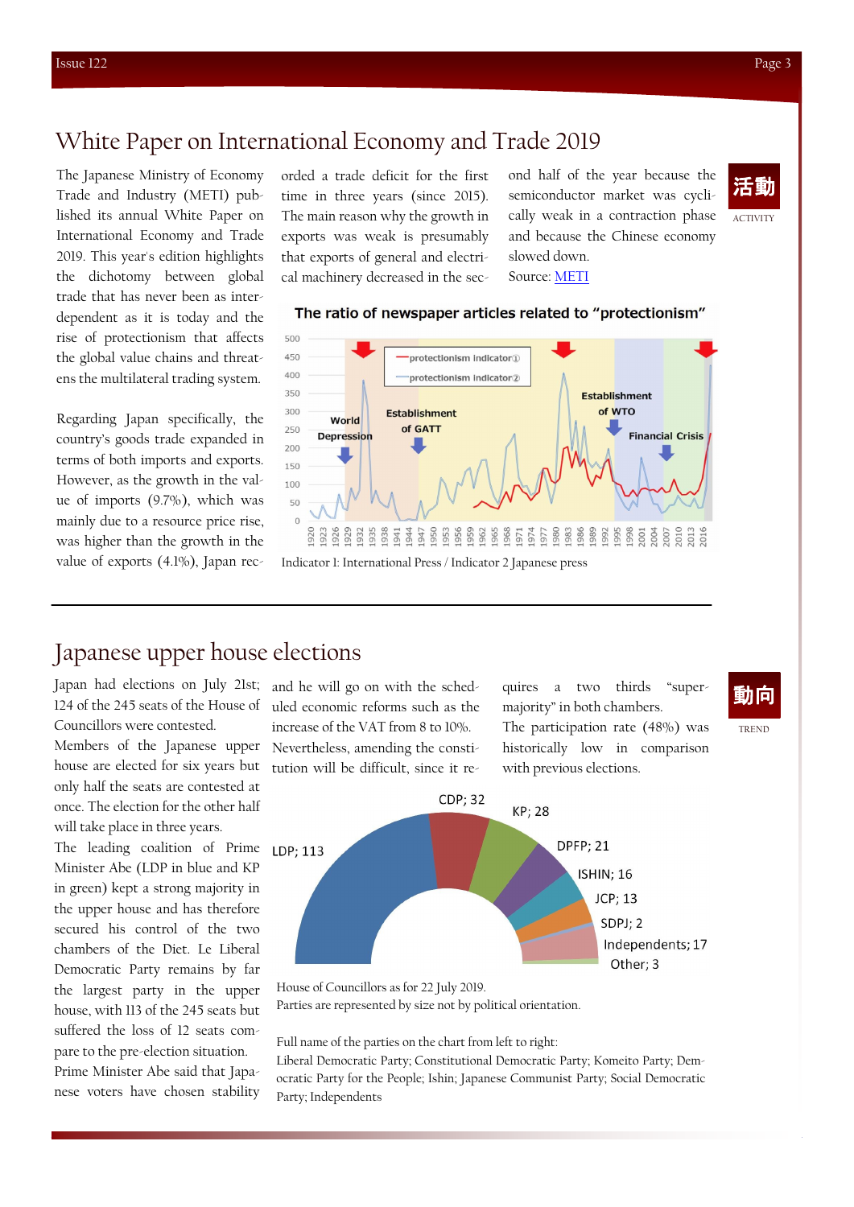## White Paper on International Economy and Trade 2019

活動

ACTIVITY

The Japanese Ministry of Economy Trade and Industry (METI) published its annual White Paper on International Economy and Trade 2019. This year's edition highlights the dichotomy between global trade that has never been as interdependent as it is today and the rise of protectionism that affects the global value chains and threatens the multilateral trading system.

Regarding Japan specifically, the country's goods trade expanded in terms of both imports and exports. However, as the growth in the value of imports (9.7%), which was mainly due to a resource price rise, was higher than the growth in the value of exports (4.1%), Japan recorded a trade deficit for the first time in three years (since 2015). The main reason why the growth in exports was weak is presumably that exports of general and electrical machinery decreased in the second half of the year because the semiconductor market was cyclically weak in a contraction phase and because the Chinese economy slowed down.

Source: [METI]

**The ratio of newspaper articles related to "protectionism"**

Indicator 1: International Press / Indicator 2 Japanese press

---

## Japanese upper house elections

動向

TREND

Japan had elections on July 21st; 124 of the 245 seats of the House of Councillors were contested.

Members of the Japanese upper house are elected for six years but only half the seats are contested at once. The election for the other half will take place in three years.

The leading coalition of Prime Minister Abe (LDP in blue and KP in green) kept a strong majority in the upper house and has therefore secured his control of the two chambers of the Diet. Le Liberal Democratic Party remains by far the largest party in the upper house, with 113 of the 245 seats but suffered the loss of 12 seats compare to the pre-election situation.

Prime Minister Abe said that Japanese voters have chosen stability and he will go on with the scheduled economic reforms such as the increase of the VAT from 8 to 10%.

Nevertheless, amending the constitution will be difficult, since it requires a two thirds "super-majority" in both chambers.

The participation rate (48%) was historically low in comparison with previous elections.

House of Councillors as for 22 July 2019.
Parties are represented by size not by political orientation.

Full name of the parties on the chart from left to right:
Liberal Democratic Party; Constitutional Democratic Party; Komeito Party; Democratic Party for the People; Ishin; Japanese Communist Party; Social Democratic Party; Independents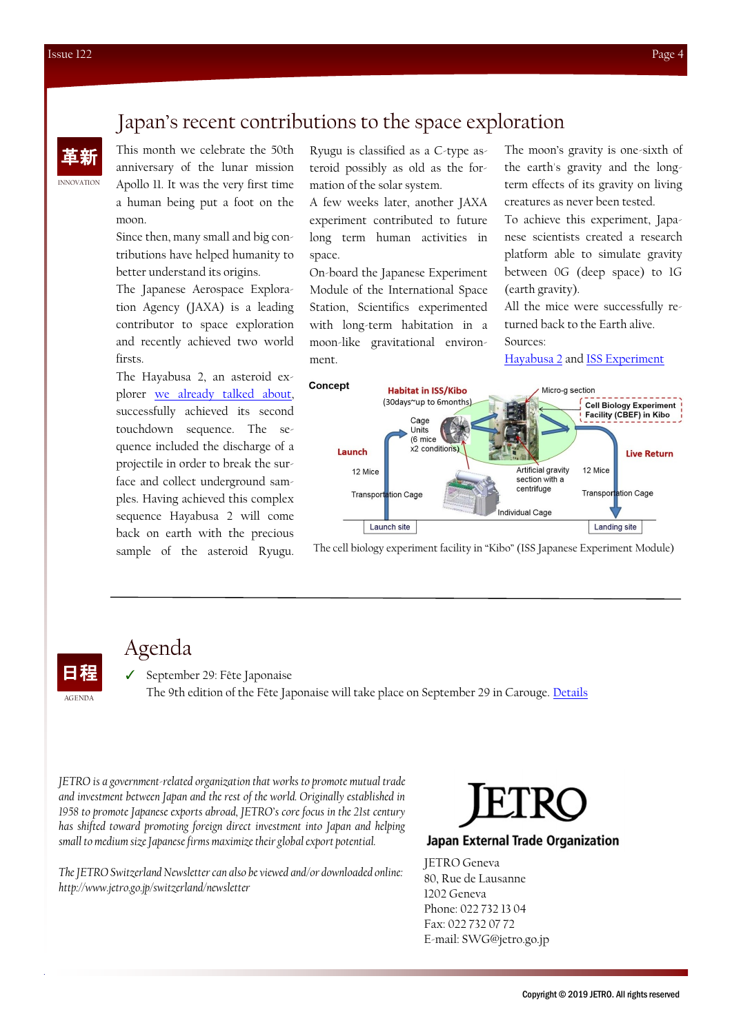# Japan's recent contributions to the space exploration

革新

INNOVATION

This month we celebrate the 50th anniversary of the lunar mission Apollo 11. It was the very first time a human being put a foot on the moon.

Since then, many small and big contributions have helped humanity to better understand its origins.

The Japanese Aerospace Exploration Agency (JAXA) is a leading contributor to space exploration and recently achieved two world firsts.

The Hayabusa 2, an asteroid explorer we already talked about, successfully achieved its second touchdown sequence. The sequence included the discharge of a projectile in order to break the surface and collect underground samples. Having achieved this complex sequence Hayabusa 2 will come back on earth with the precious sample of the asteroid Ryugu.

Ryugu is classified as a C-type asteroid possibly as old as the formation of the solar system.

A few weeks later, another JAXA experiment contributed to future long term human activities in space.

On-board the Japanese Experiment Module of the International Space Station, Scientifics experimented with long-term habitation in a moon-like gravitational environment.

The moon's gravity is one-sixth of the earth's gravity and the long-term effects of its gravity on living creatures as never been tested.

To achieve this experiment, Japanese scientists created a research platform able to simulate gravity between 0G (deep space) to 1G (earth gravity).

All the mice were successfully returned back to the Earth alive.

Sources:
Hayabusa 2 and ISS Experiment

Concept

Habitat in ISS/Kibo
(30days~up to 6months)

Micro-g section

Cell Biology Experiment Facility (CBEF) in Kibo

Cage Units
(6 mice x2 conditions)

Launch

Live Return

12 Mice

Artificial gravity section with a centrifuge

12 Mice

Transportation Cage

Transportation Cage

Individual Cage

Launch site

Landing site

The cell biology experiment facility in "Kibo" (ISS Japanese Experiment Module)

---

# Agenda

日程

AGENDA

- ✓ September 29: Fête Japonaise
  The 9th edition of the Fête Japonaise will take place on September 29 in Carouge. Details

*JETRO is a government-related organization that works to promote mutual trade and investment between Japan and the rest of the world. Originally established in 1958 to promote Japanese exports abroad, JETRO's core focus in the 21st century has shifted toward promoting foreign direct investment into Japan and helping small to medium size Japanese firms maximize their global export potential.*

*The JETRO Switzerland Newsletter can also be viewed and/or downloaded online: http://www.jetro.go.jp/switzerland/newsletter*

JETRO
Japan External Trade Organization

JETRO Geneva
80, Rue de Lausanne
1202 Geneva
Phone: 022 732 13 04
Fax: 022 732 07 72
E-mail: SWG@jetro.go.jp

Copyright © 2019 JETRO. All rights reserved